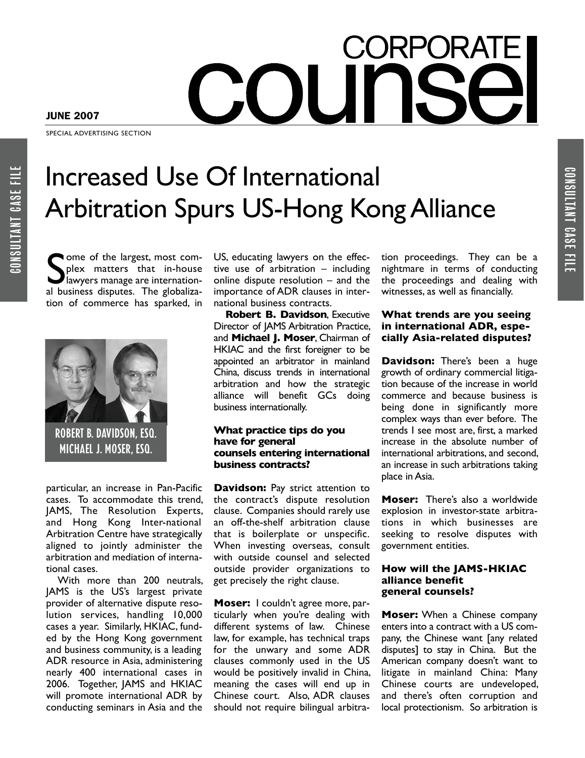CORPORATE counsel

JUNE 2007

SPECIAL ADVERTISING SECTION

CONSULTANT CASE FILE

# Increased Use Of International Arbitration Spurs US-Hong Kong Alliance

Some of the largest, most complex matters that in-house lawyers manage are international business disputes. The globalization of commerce has sparked, in particular, an increase in Pan-Pacific cases. To accommodate this trend, JAMS, The Resolution Experts, and Hong Kong International Arbitration Centre have strategically aligned to jointly administer the arbitration and mediation of international cases.

ROBERT B. DAVIDSON, ESQ.
MICHAEL J. MOSER, ESQ.

With more than 200 neutrals, JAMS is the US's largest private provider of alternative dispute resolution services, handling 10,000 cases a year. Similarly, HKIAC, funded by the Hong Kong government and business community, is a leading ADR resource in Asia, administering nearly 400 international cases in 2006. Together, JAMS and HKIAC will promote international ADR by conducting seminars in Asia and the US, educating lawyers on the effective use of arbitration – including online dispute resolution – and the importance of ADR clauses in international business contracts.

**Robert B. Davidson**, Executive Director of JAMS Arbitration Practice, and **Michael J. Moser**, Chairman of HKIAC and the first foreigner to be appointed an arbitrator in mainland China, discuss trends in international arbitration and how the strategic alliance will benefit GCs doing business internationally.

### What practice tips do you have for general counsels entering international business contracts?

**Davidson:** Pay strict attention to the contract's dispute resolution clause. Companies should rarely use an off-the-shelf arbitration clause that is boilerplate or unspecific. When investing overseas, consult with outside counsel and selected outside provider organizations to get precisely the right clause.

**Moser:** I couldn't agree more, particularly when you're dealing with different systems of law. Chinese law, for example, has technical traps for the unwary and some ADR clauses commonly used in the US would be positively invalid in China, meaning the cases will end up in Chinese court. Also, ADR clauses should not require bilingual arbitration proceedings. They can be a nightmare in terms of conducting the proceedings and dealing with witnesses, as well as financially.

### What trends are you seeing in international ADR, especially Asia-related disputes?

**Davidson:** There's been a huge growth of ordinary commercial litigation because of the increase in world commerce and because business is being done in significantly more complex ways than ever before. The trends I see most are, first, a marked increase in the absolute number of international arbitrations, and second, an increase in such arbitrations taking place in Asia.

**Moser:** There's also a worldwide explosion in investor-state arbitrations in which businesses are seeking to resolve disputes with government entities.

### How will the JAMS-HKIAC alliance benefit general counsels?

**Moser:** When a Chinese company enters into a contract with a US company, the Chinese want [any related disputes] to stay in China. But the American company doesn't want to litigate in mainland China: Many Chinese courts are undeveloped, and there's often corruption and local protectionism. So arbitration is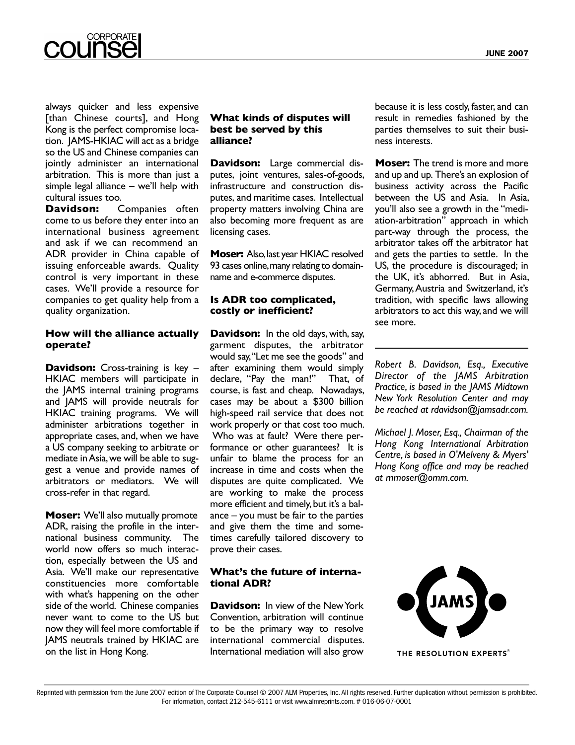always quicker and less expensive [than Chinese courts], and Hong Kong is the perfect compromise location. JAMS-HKIAC will act as a bridge so the US and Chinese companies can jointly administer an international arbitration. This is more than just a simple legal alliance – we'll help with cultural issues too.

**Davidson:** Companies often come to us before they enter into an international business agreement and ask if we can recommend an ADR provider in China capable of issuing enforceable awards. Quality control is very important in these cases. We'll provide a resource for companies to get quality help from a quality organization.

### How will the alliance actually operate?

**Davidson:** Cross-training is key – HKIAC members will participate in the JAMS internal training programs and JAMS will provide neutrals for HKIAC training programs. We will administer arbitrations together in appropriate cases, and, when we have a US company seeking to arbitrate or mediate in Asia, we will be able to suggest a venue and provide names of arbitrators or mediators. We will cross-refer in that regard.

**Moser:** We'll also mutually promote ADR, raising the profile in the international business community. The world now offers so much interaction, especially between the US and Asia. We'll make our representative constituencies more comfortable with what's happening on the other side of the world. Chinese companies never want to come to the US but now they will feel more comfortable if JAMS neutrals trained by HKIAC are on the list in Hong Kong.

### What kinds of disputes will best be served by this alliance?

**Davidson:** Large commercial disputes, joint ventures, sales-of-goods, infrastructure and construction disputes, and maritime cases. Intellectual property matters involving China are also becoming more frequent as are licensing cases.

**Moser:** Also, last year HKIAC resolved 93 cases online, many relating to domain-name and e-commerce disputes.

### Is ADR too complicated, costly or inefficient?

**Davidson:** In the old days, with, say, garment disputes, the arbitrator would say, "Let me see the goods" and after examining them would simply declare, "Pay the man!" That, of course, is fast and cheap. Nowadays, cases may be about a $300 billion high-speed rail service that does not work properly or that cost too much. Who was at fault? Were there performance or other guarantees? It is unfair to blame the process for an increase in time and costs when the disputes are quite complicated. We are working to make the process more efficient and timely, but it's a balance – you must be fair to the parties and give them the time and sometimes carefully tailored discovery to prove their cases.

### What's the future of international ADR?

**Davidson:** In view of the New York Convention, arbitration will continue to be the primary way to resolve international commercial disputes. International mediation will also grow because it is less costly, faster, and can result in remedies fashioned by the parties themselves to suit their business interests.

**Moser:** The trend is more and more and up and up. There's an explosion of business activity across the Pacific between the US and Asia. In Asia, you'll also see a growth in the "mediation-arbitration" approach in which part-way through the process, the arbitrator takes off the arbitrator hat and gets the parties to settle. In the US, the procedure is discouraged; in the UK, it's abhorred. But in Asia, Germany, Austria and Switzerland, it's tradition, with specific laws allowing arbitrators to act this way, and we will see more.

---

*Robert B. Davidson, Esq., Executive Director of the JAMS Arbitration Practice, is based in the JAMS Midtown New York Resolution Center and may be reached at rdavidson@jamsadr.com.*

*Michael J. Moser, Esq., Chairman of the Hong Kong International Arbitration Centre, is based in O'Melveny & Myers' Hong Kong office and may be reached at mmoser@omm.com.*

JAMS

THE RESOLUTION EXPERTS®

Reprinted with permission from the June 2007 edition of The Corporate Counsel © 2007 ALM Properties, Inc. All rights reserved. Further duplication without permission is prohibited. For information, contact 212-545-6111 or visit www.almreprints.com. # 016-06-07-0001